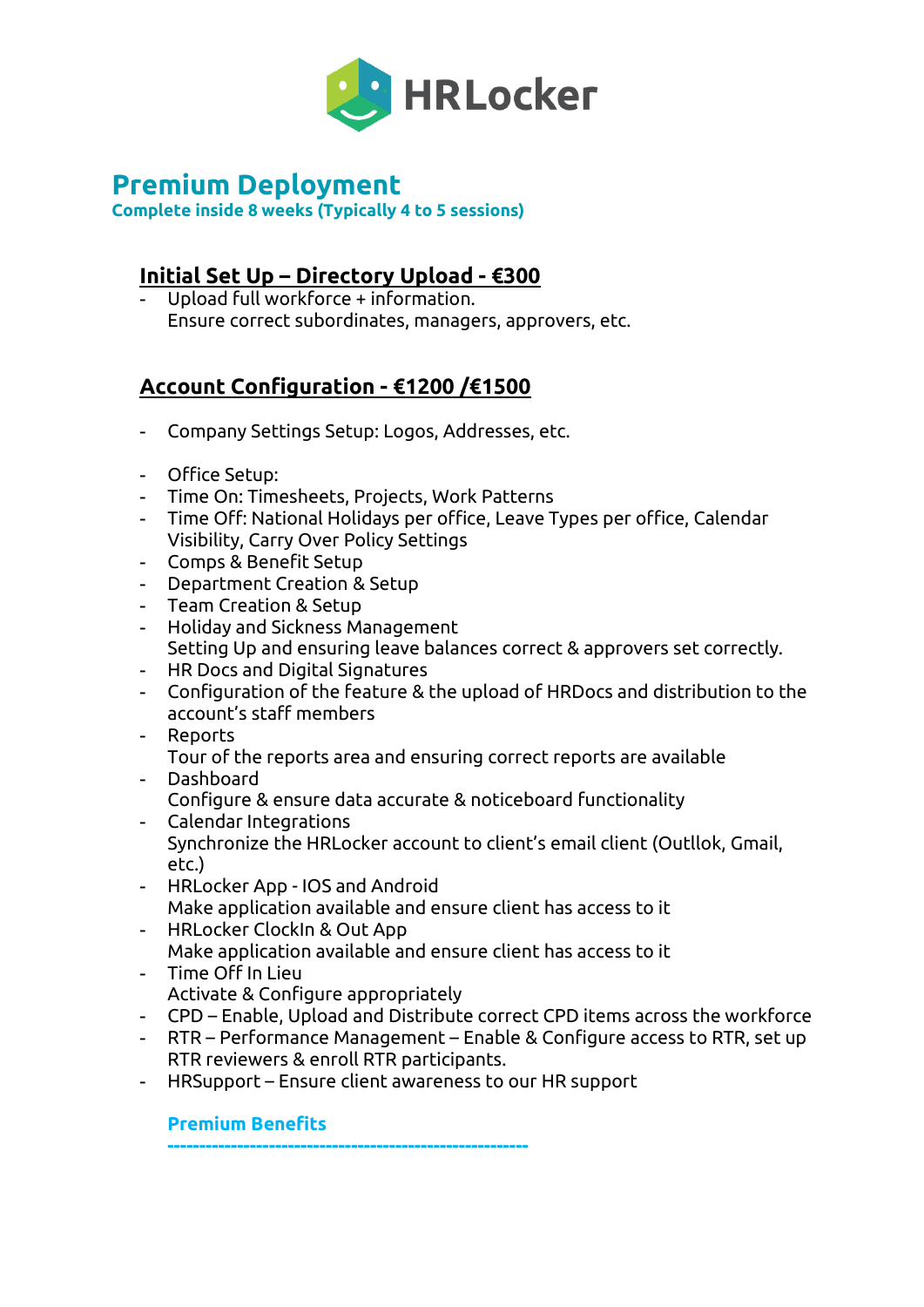HRLocker

# Premium Deployment

**Complete inside 8 weeks (Typically 4 to 5 sessions)**

## Initial Set Up – Directory Upload - €300

- Upload full workforce + information.
  Ensure correct subordinates, managers, approvers, etc.

## Account Configuration - €1200 /€1500

- Company Settings Setup: Logos, Addresses, etc.

- Office Setup:
- Time On: Timesheets, Projects, Work Patterns
- Time Off: National Holidays per office, Leave Types per office, Calendar Visibility, Carry Over Policy Settings
- Comps & Benefit Setup
- Department Creation & Setup
- Team Creation & Setup
- Holiday and Sickness Management
  Setting Up and ensuring leave balances correct & approvers set correctly.
- HR Docs and Digital Signatures
- Configuration of the feature & the upload of HRDocs and distribution to the account's staff members
- Reports
  Tour of the reports area and ensuring correct reports are available
- Dashboard
  Configure & ensure data accurate & noticeboard functionality
- Calendar Integrations
  Synchronize the HRLocker account to client's email client (Outllok, Gmail, etc.)
- HRLocker App - IOS and Android
  Make application available and ensure client has access to it
- HRLocker ClockIn & Out App
  Make application available and ensure client has access to it
- Time Off In Lieu
  Activate & Configure appropriately
- CPD – Enable, Upload and Distribute correct CPD items across the workforce
- RTR – Performance Management – Enable & Configure access to RTR, set up RTR reviewers & enroll RTR participants.
- HRSupport – Ensure client awareness to our HR support

**Premium Benefits**

-----------------------------------------------------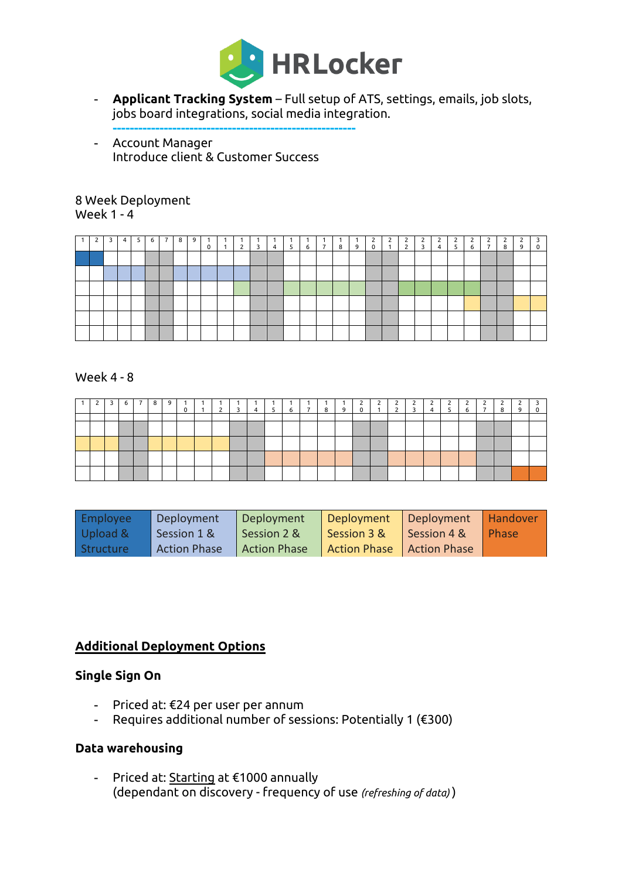- **Applicant Tracking System** – Full setup of ATS, settings, emails, job slots, jobs board integrations, social media integration.

---

- Account Manager
  Introduce client & Customer Success

8 Week Deployment
Week 1 - 4

| 1 | 2 | 3 | 4 | 5 | 6 | 7 | 8 | 9 | 10 | 11 | 12 | 13 | 14 | 15 | 16 | 17 | 18 | 19 | 20 | 21 | 22 | 23 | 24 | 25 | 26 | 27 | 28 | 29 | 30 |
|---|---|---|---|---|---|---|---|---|---|---|---|---|---|---|---|---|---|---|---|---|---|---|---|---|---|---|---|---|---|
| | | | | | | | | | | | | | | | | | | | | | | | | | | | | | |
| | | | | | | | | | | | | | | | | | | | | | | | | | | | | | |
| | | | | | | | | | | | | | | | | | | | | | | | | | | | | | |
| | | | | | | | | | | | | | | | | | | | | | | | | | | | | | |
| | | | | | | | | | | | | | | | | | | | | | | | | | | | | | |
| | | | | | | | | | | | | | | | | | | | | | | | | | | | | | |

Week 4 - 8

| 1 | 2 | 3 | 6 | 7 | 8 | 9 | 10 | 11 | 12 | 13 | 14 | 15 | 16 | 17 | 18 | 19 | 20 | 21 | 22 | 23 | 24 | 25 | 26 | 27 | 28 | 29 | 30 |
|---|---|---|---|---|---|---|---|---|---|---|---|---|---|---|---|---|---|---|---|---|---|---|---|---|---|---|---|
| | | | | | | | | | | | | | | | | | | | | | | | | | | | |
| | | | | | | | | | | | | | | | | | | | | | | | | | | | |
| | | | | | | | | | | | | | | | | | | | | | | | | | | | |
| | | | | | | | | | | | | | | | | | | | | | | | | | | | |
| | | | | | | | | | | | | | | | | | | | | | | | | | | | |

| Employee Upload & Structure | Deployment Session 1 & Action Phase | Deployment Session 2 & Action Phase | Deployment Session 3 & Action Phase | Deployment Session 4 & Action Phase | Handover Phase |
|---|---|---|---|---|---|

## Additional Deployment Options

### Single Sign On

- Priced at: €24 per user per annum
- Requires additional number of sessions: Potentially 1 (€300)

### Data warehousing

- Priced at: Starting at €1000 annually
  (dependant on discovery - frequency of use *(refreshing of data)*)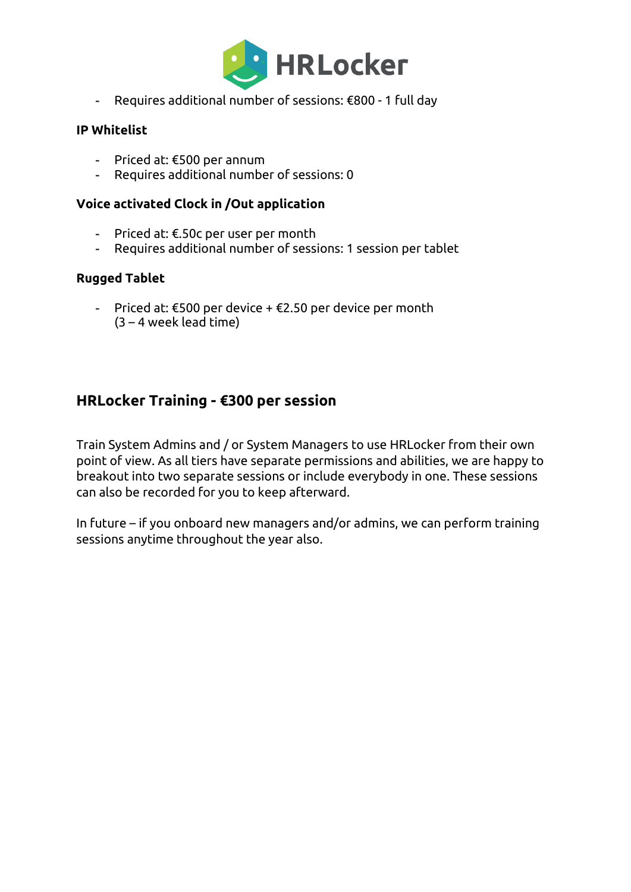- Requires additional number of sessions: €800 - 1 full day

**IP Whitelist**

- Priced at: €500 per annum
- Requires additional number of sessions: 0

**Voice activated Clock in /Out application**

- Priced at: €.50c per user per month
- Requires additional number of sessions: 1 session per tablet

**Rugged Tablet**

- Priced at: €500 per device + €2.50 per device per month (3 – 4 week lead time)

## HRLocker Training - €300 per session

Train System Admins and / or System Managers to use HRLocker from their own point of view. As all tiers have separate permissions and abilities, we are happy to breakout into two separate sessions or include everybody in one. These sessions can also be recorded for you to keep afterward.

In future – if you onboard new managers and/or admins, we can perform training sessions anytime throughout the year also.